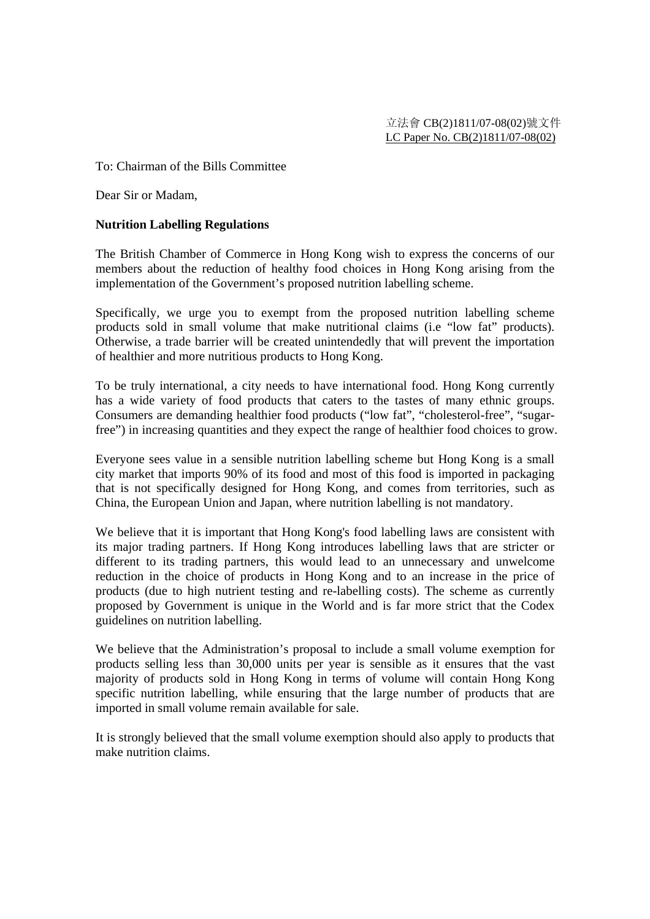立法會 CB(2)1811/07-08(02)號文件
LC Paper No. CB(2)1811/07-08(02)

To: Chairman of the Bills Committee

Dear Sir or Madam,

**Nutrition Labelling Regulations**

The British Chamber of Commerce in Hong Kong wish to express the concerns of our members about the reduction of healthy food choices in Hong Kong arising from the implementation of the Government's proposed nutrition labelling scheme.

Specifically, we urge you to exempt from the proposed nutrition labelling scheme products sold in small volume that make nutritional claims (i.e "low fat" products). Otherwise, a trade barrier will be created unintendedly that will prevent the importation of healthier and more nutritious products to Hong Kong.

To be truly international, a city needs to have international food. Hong Kong currently has a wide variety of food products that caters to the tastes of many ethnic groups. Consumers are demanding healthier food products ("low fat", "cholesterol-free", "sugar-free") in increasing quantities and they expect the range of healthier food choices to grow.

Everyone sees value in a sensible nutrition labelling scheme but Hong Kong is a small city market that imports 90% of its food and most of this food is imported in packaging that is not specifically designed for Hong Kong, and comes from territories, such as China, the European Union and Japan, where nutrition labelling is not mandatory.

We believe that it is important that Hong Kong's food labelling laws are consistent with its major trading partners. If Hong Kong introduces labelling laws that are stricter or different to its trading partners, this would lead to an unnecessary and unwelcome reduction in the choice of products in Hong Kong and to an increase in the price of products (due to high nutrient testing and re-labelling costs). The scheme as currently proposed by Government is unique in the World and is far more strict that the Codex guidelines on nutrition labelling.

We believe that the Administration's proposal to include a small volume exemption for products selling less than 30,000 units per year is sensible as it ensures that the vast majority of products sold in Hong Kong in terms of volume will contain Hong Kong specific nutrition labelling, while ensuring that the large number of products that are imported in small volume remain available for sale.

It is strongly believed that the small volume exemption should also apply to products that make nutrition claims.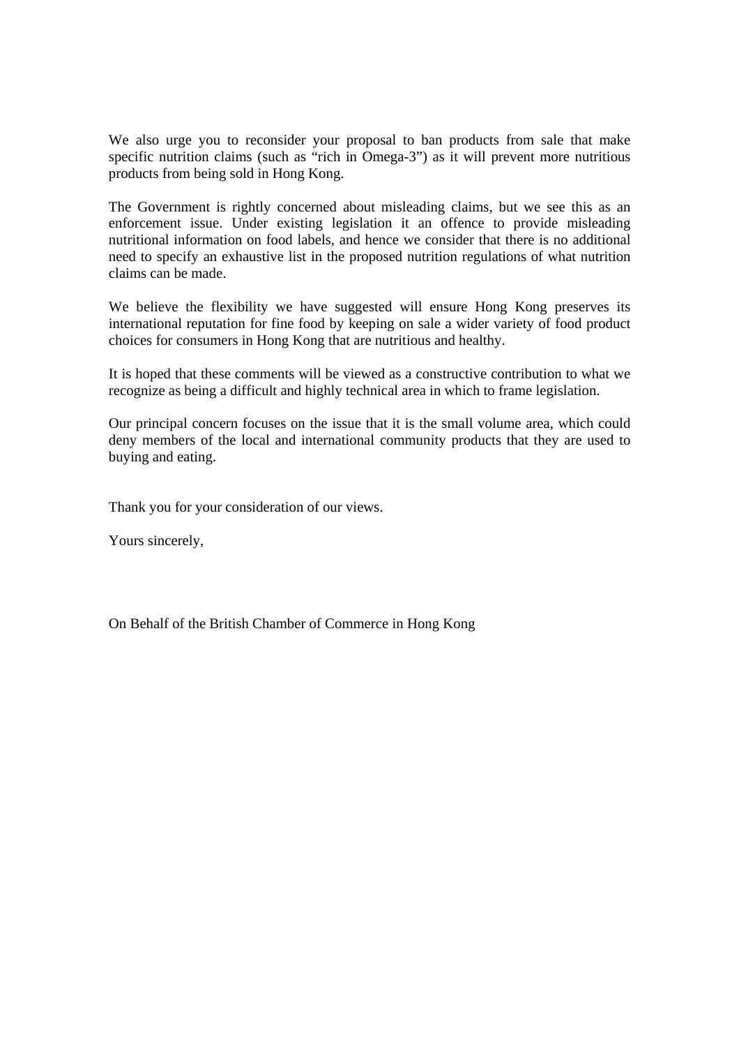We also urge you to reconsider your proposal to ban products from sale that make specific nutrition claims (such as "rich in Omega-3") as it will prevent more nutritious products from being sold in Hong Kong.

The Government is rightly concerned about misleading claims, but we see this as an enforcement issue. Under existing legislation it an offence to provide misleading nutritional information on food labels, and hence we consider that there is no additional need to specify an exhaustive list in the proposed nutrition regulations of what nutrition claims can be made.

We believe the flexibility we have suggested will ensure Hong Kong preserves its international reputation for fine food by keeping on sale a wider variety of food product choices for consumers in Hong Kong that are nutritious and healthy.

It is hoped that these comments will be viewed as a constructive contribution to what we recognize as being a difficult and highly technical area in which to frame legislation.

Our principal concern focuses on the issue that it is the small volume area, which could deny members of the local and international community products that they are used to buying and eating.

Thank you for your consideration of our views.

Yours sincerely,

On Behalf of the British Chamber of Commerce in Hong Kong